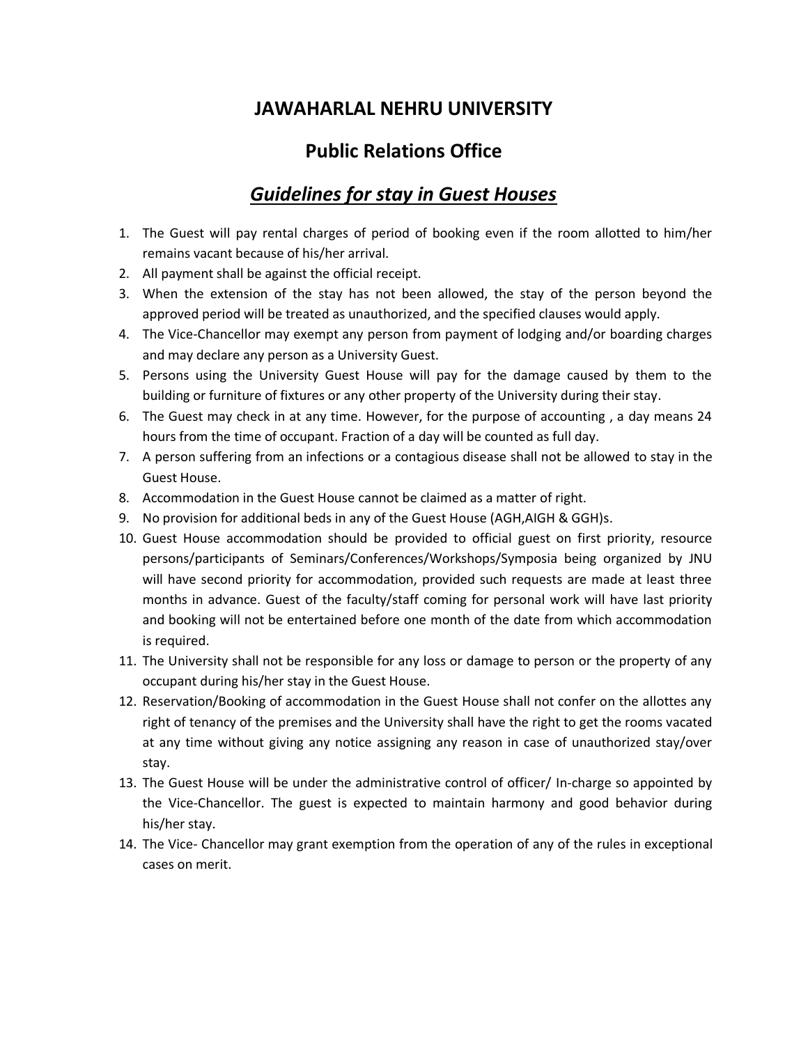# JAWAHARLAL NEHRU UNIVERSITY

## Public Relations Office

## *Guidelines for stay in Guest Houses*

1. The Guest will pay rental charges of period of booking even if the room allotted to him/her remains vacant because of his/her arrival.
2. All payment shall be against the official receipt.
3. When the extension of the stay has not been allowed, the stay of the person beyond the approved period will be treated as unauthorized, and the specified clauses would apply.
4. The Vice-Chancellor may exempt any person from payment of lodging and/or boarding charges and may declare any person as a University Guest.
5. Persons using the University Guest House will pay for the damage caused by them to the building or furniture of fixtures or any other property of the University during their stay.
6. The Guest may check in at any time. However, for the purpose of accounting , a day means 24 hours from the time of occupant. Fraction of a day will be counted as full day.
7. A person suffering from an infections or a contagious disease shall not be allowed to stay in the Guest House.
8. Accommodation in the Guest House cannot be claimed as a matter of right.
9. No provision for additional beds in any of the Guest House (AGH,AIGH & GGH)s.
10. Guest House accommodation should be provided to official guest on first priority, resource persons/participants of Seminars/Conferences/Workshops/Symposia being organized by JNU will have second priority for accommodation, provided such requests are made at least three months in advance. Guest of the faculty/staff coming for personal work will have last priority and booking will not be entertained before one month of the date from which accommodation is required.
11. The University shall not be responsible for any loss or damage to person or the property of any occupant during his/her stay in the Guest House.
12. Reservation/Booking of accommodation in the Guest House shall not confer on the allottes any right of tenancy of the premises and the University shall have the right to get the rooms vacated at any time without giving any notice assigning any reason in case of unauthorized stay/over stay.
13. The Guest House will be under the administrative control of officer/ In-charge so appointed by the Vice-Chancellor. The guest is expected to maintain harmony and good behavior during his/her stay.
14. The Vice- Chancellor may grant exemption from the operation of any of the rules in exceptional cases on merit.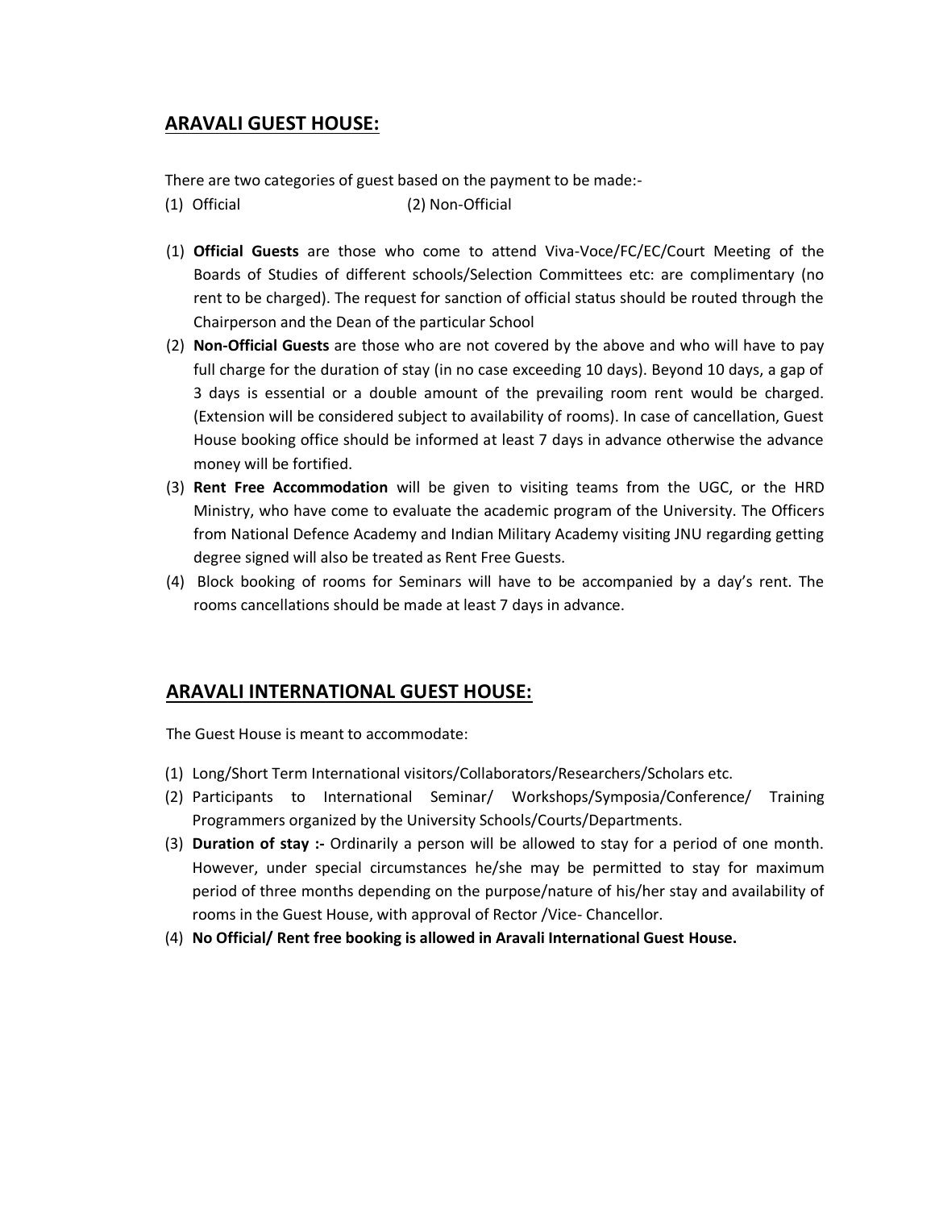## ARAVALI GUEST HOUSE:

There are two categories of guest based on the payment to be made:-

(1) Official (2) Non-Official

1. **Official Guests** are those who come to attend Viva-Voce/FC/EC/Court Meeting of the Boards of Studies of different schools/Selection Committees etc: are complimentary (no rent to be charged). The request for sanction of official status should be routed through the Chairperson and the Dean of the particular School
2. **Non-Official Guests** are those who are not covered by the above and who will have to pay full charge for the duration of stay (in no case exceeding 10 days). Beyond 10 days, a gap of 3 days is essential or a double amount of the prevailing room rent would be charged. (Extension will be considered subject to availability of rooms). In case of cancellation, Guest House booking office should be informed at least 7 days in advance otherwise the advance money will be fortified.
3. **Rent Free Accommodation** will be given to visiting teams from the UGC, or the HRD Ministry, who have come to evaluate the academic program of the University. The Officers from National Defence Academy and Indian Military Academy visiting JNU regarding getting degree signed will also be treated as Rent Free Guests.
4. Block booking of rooms for Seminars will have to be accompanied by a day's rent. The rooms cancellations should be made at least 7 days in advance.

## ARAVALI INTERNATIONAL GUEST HOUSE:

The Guest House is meant to accommodate:

1. Long/Short Term International visitors/Collaborators/Researchers/Scholars etc.
2. Participants to International Seminar/ Workshops/Symposia/Conference/ Training Programmers organized by the University Schools/Courts/Departments.
3. **Duration of stay :-** Ordinarily a person will be allowed to stay for a period of one month. However, under special circumstances he/she may be permitted to stay for maximum period of three months depending on the purpose/nature of his/her stay and availability of rooms in the Guest House, with approval of Rector /Vice- Chancellor.
4. **No Official/ Rent free booking is allowed in Aravali International Guest House.**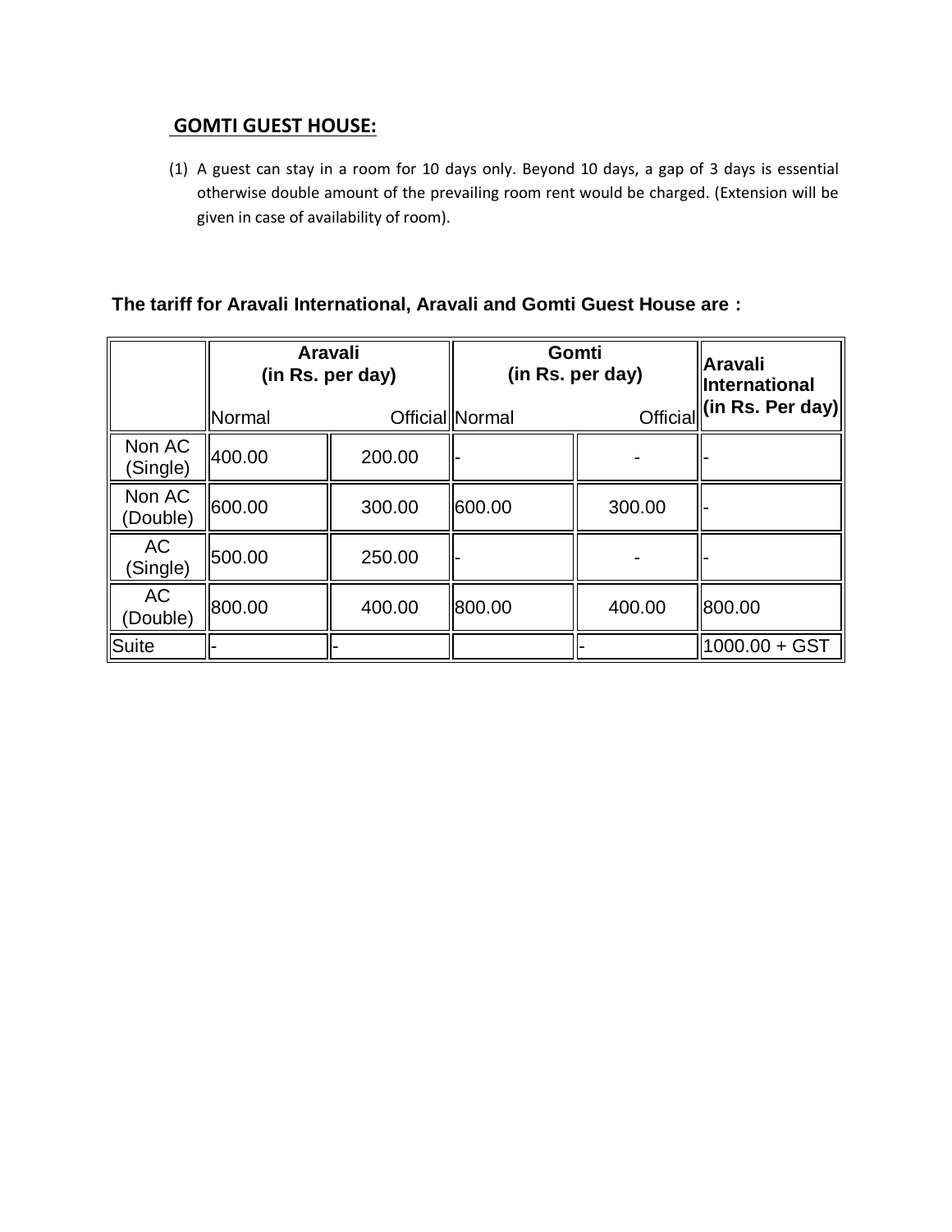## GOMTI GUEST HOUSE:

(1) A guest can stay in a room for 10 days only. Beyond 10 days, a gap of 3 days is essential otherwise double amount of the prevailing room rent would be charged. (Extension will be given in case of availability of room).

**The tariff for Aravali International, Aravali and Gomti Guest House are :**

| | Aravali (in Rs. per day) | | Gomti (in Rs. per day) | | Aravali International (in Rs. Per day) |
|---|---|---|---|---|---|
| | Normal | Official | Normal | Official | |
| Non AC (Single) | 400.00 | 200.00 | - | - | - |
| Non AC (Double) | 600.00 | 300.00 | 600.00 | 300.00 | - |
| AC (Single) | 500.00 | 250.00 | - | - | - |
| AC (Double) | 800.00 | 400.00 | 800.00 | 400.00 | 800.00 |
| Suite | - | - | | - | 1000.00 + GST |